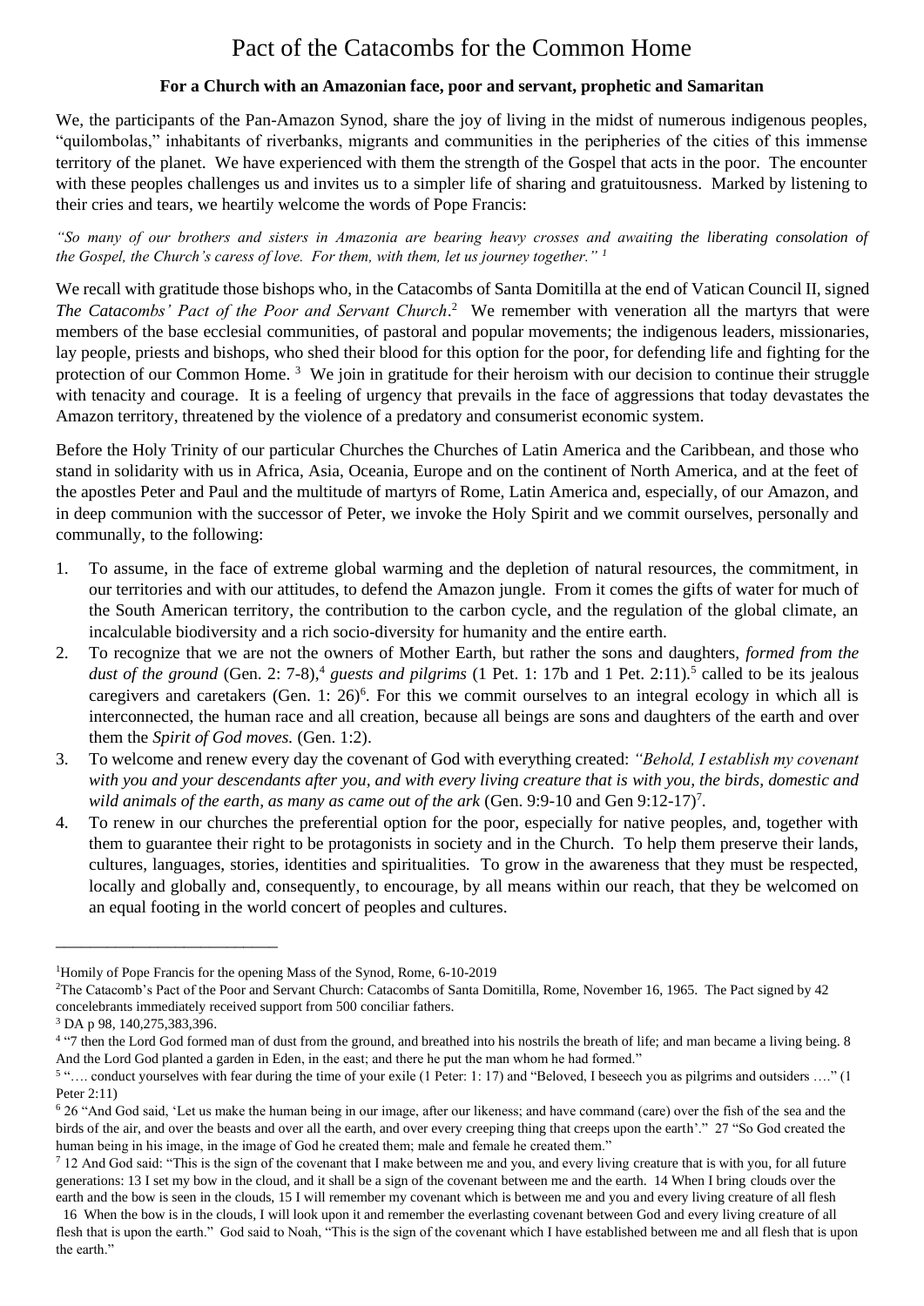# Pact of the Catacombs for the Common Home

**For a Church with an Amazonian face, poor and servant, prophetic and Samaritan**

We, the participants of the Pan-Amazon Synod, share the joy of living in the midst of numerous indigenous peoples, "quilombolas," inhabitants of riverbanks, migrants and communities in the peripheries of the cities of this immense territory of the planet. We have experienced with them the strength of the Gospel that acts in the poor. The encounter with these peoples challenges us and invites us to a simpler life of sharing and gratuitousness. Marked by listening to their cries and tears, we heartily welcome the words of Pope Francis:

*"So many of our brothers and sisters in Amazonia are bearing heavy crosses and awaiting the liberating consolation of the Gospel, the Church's caress of love. For them, with them, let us journey together."* [1]

We recall with gratitude those bishops who, in the Catacombs of Santa Domitilla at the end of Vatican Council II, signed *The Catacombs' Pact of the Poor and Servant Church*.[2] We remember with veneration all the martyrs that were members of the base ecclesial communities, of pastoral and popular movements; the indigenous leaders, missionaries, lay people, priests and bishops, who shed their blood for this option for the poor, for defending life and fighting for the protection of our Common Home. [3] We join in gratitude for their heroism with our decision to continue their struggle with tenacity and courage. It is a feeling of urgency that prevails in the face of aggressions that today devastates the Amazon territory, threatened by the violence of a predatory and consumerist economic system.

Before the Holy Trinity of our particular Churches the Churches of Latin America and the Caribbean, and those who stand in solidarity with us in Africa, Asia, Oceania, Europe and on the continent of North America, and at the feet of the apostles Peter and Paul and the multitude of martyrs of Rome, Latin America and, especially, of our Amazon, and in deep communion with the successor of Peter, we invoke the Holy Spirit and we commit ourselves, personally and communally, to the following:

1. To assume, in the face of extreme global warming and the depletion of natural resources, the commitment, in our territories and with our attitudes, to defend the Amazon jungle. From it comes the gifts of water for much of the South American territory, the contribution to the carbon cycle, and the regulation of the global climate, an incalculable biodiversity and a rich socio-diversity for humanity and the entire earth.
2. To recognize that we are not the owners of Mother Earth, but rather the sons and daughters, *formed from the dust of the ground* (Gen. 2: 7-8),[4] *guests and pilgrims* (1 Pet. 1: 17b and 1 Pet. 2:11).[5] called to be its jealous caregivers and caretakers (Gen. 1: 26)[6]. For this we commit ourselves to an integral ecology in which all is interconnected, the human race and all creation, because all beings are sons and daughters of the earth and over them the *Spirit of God moves.* (Gen. 1:2).
3. To welcome and renew every day the covenant of God with everything created: *"Behold, I establish my covenant with you and your descendants after you, and with every living creature that is with you, the birds, domestic and wild animals of the earth, as many as came out of the ark* (Gen. 9:9-10 and Gen 9:12-17)[7].
4. To renew in our churches the preferential option for the poor, especially for native peoples, and, together with them to guarantee their right to be protagonists in society and in the Church. To help them preserve their lands, cultures, languages, stories, identities and spiritualities. To grow in the awareness that they must be respected, locally and globally and, consequently, to encourage, by all means within our reach, that they be welcomed on an equal footing in the world concert of peoples and cultures.

---

[1] Homily of Pope Francis for the opening Mass of the Synod, Rome, 6-10-2019

[2] The Catacomb's Pact of the Poor and Servant Church: Catacombs of Santa Domitilla, Rome, November 16, 1965. The Pact signed by 42 concelebrants immediately received support from 500 conciliar fathers.

[3] DA p 98, 140,275,383,396.

[4] "7 then the Lord God formed man of dust from the ground, and breathed into his nostrils the breath of life; and man became a living being. 8 And the Lord God planted a garden in Eden, in the east; and there he put the man whom he had formed."

[5] "…. conduct yourselves with fear during the time of your exile (1 Peter: 1: 17) and "Beloved, I beseech you as pilgrims and outsiders …." (1 Peter 2:11)

[6] 26 "And God said, 'Let us make the human being in our image, after our likeness; and have command (care) over the fish of the sea and the birds of the air, and over the beasts and over all the earth, and over every creeping thing that creeps upon the earth'." 27 "So God created the human being in his image, in the image of God he created them; male and female he created them."

[7] 12 And God said: "This is the sign of the covenant that I make between me and you, and every living creature that is with you, for all future generations: 13 I set my bow in the cloud, and it shall be a sign of the covenant between me and the earth. 14 When I bring clouds over the earth and the bow is seen in the clouds, 15 I will remember my covenant which is between me and you and every living creature of all flesh 16 When the bow is in the clouds, I will look upon it and remember the everlasting covenant between God and every living creature of all flesh that is upon the earth." God said to Noah, "This is the sign of the covenant which I have established between me and all flesh that is upon the earth."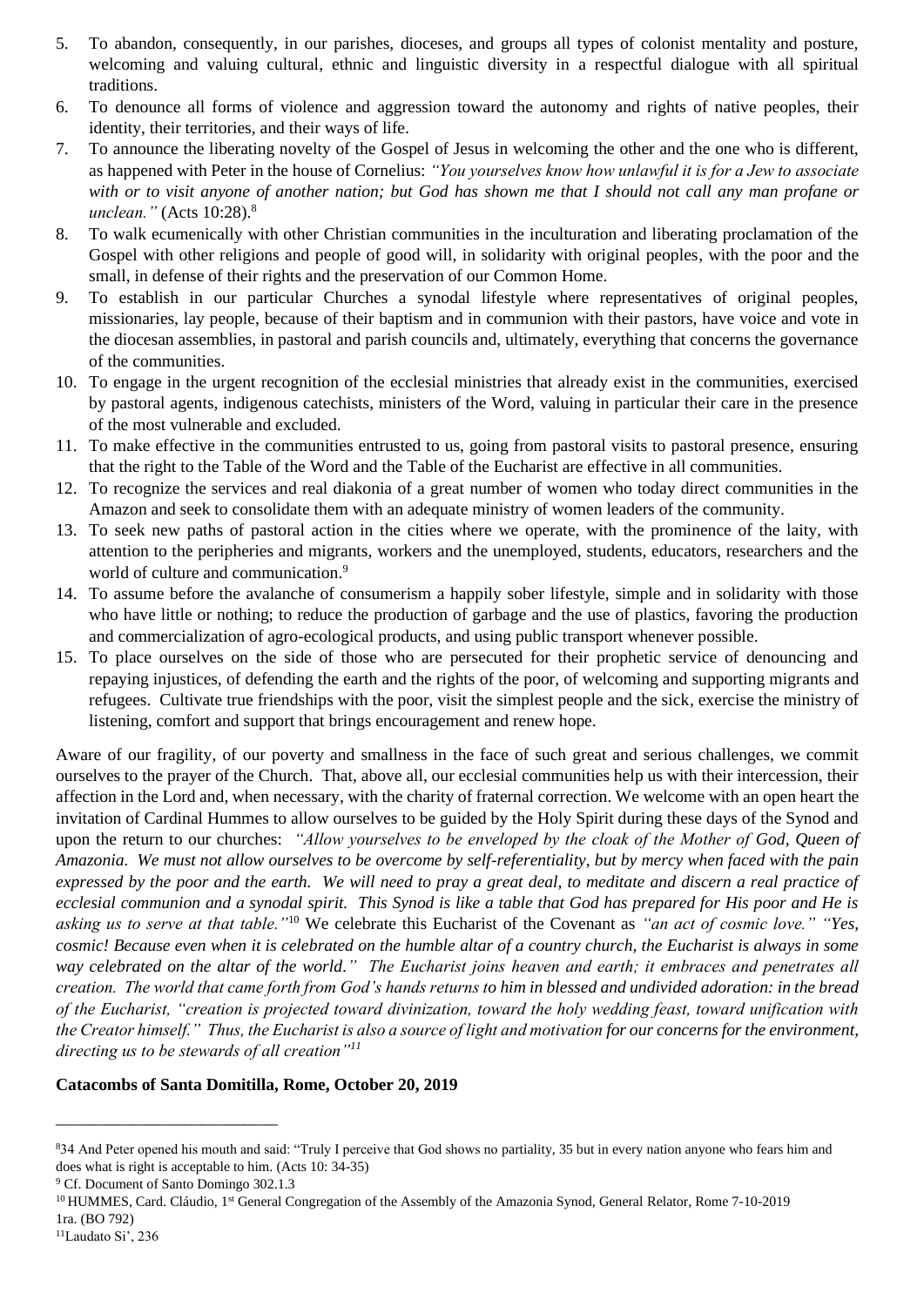5. To abandon, consequently, in our parishes, dioceses, and groups all types of colonist mentality and posture, welcoming and valuing cultural, ethnic and linguistic diversity in a respectful dialogue with all spiritual traditions.
6. To denounce all forms of violence and aggression toward the autonomy and rights of native peoples, their identity, their territories, and their ways of life.
7. To announce the liberating novelty of the Gospel of Jesus in welcoming the other and the one who is different, as happened with Peter in the house of Cornelius: *"You yourselves know how unlawful it is for a Jew to associate with or to visit anyone of another nation; but God has shown me that I should not call any man profane or unclean."* (Acts 10:28).[8]
8. To walk ecumenically with other Christian communities in the inculturation and liberating proclamation of the Gospel with other religions and people of good will, in solidarity with original peoples, with the poor and the small, in defense of their rights and the preservation of our Common Home.
9. To establish in our particular Churches a synodal lifestyle where representatives of original peoples, missionaries, lay people, because of their baptism and in communion with their pastors, have voice and vote in the diocesan assemblies, in pastoral and parish councils and, ultimately, everything that concerns the governance of the communities.
10. To engage in the urgent recognition of the ecclesial ministries that already exist in the communities, exercised by pastoral agents, indigenous catechists, ministers of the Word, valuing in particular their care in the presence of the most vulnerable and excluded.
11. To make effective in the communities entrusted to us, going from pastoral visits to pastoral presence, ensuring that the right to the Table of the Word and the Table of the Eucharist are effective in all communities.
12. To recognize the services and real diakonia of a great number of women who today direct communities in the Amazon and seek to consolidate them with an adequate ministry of women leaders of the community.
13. To seek new paths of pastoral action in the cities where we operate, with the prominence of the laity, with attention to the peripheries and migrants, workers and the unemployed, students, educators, researchers and the world of culture and communication.[9]
14. To assume before the avalanche of consumerism a happily sober lifestyle, simple and in solidarity with those who have little or nothing; to reduce the production of garbage and the use of plastics, favoring the production and commercialization of agro-ecological products, and using public transport whenever possible.
15. To place ourselves on the side of those who are persecuted for their prophetic service of denouncing and repaying injustices, of defending the earth and the rights of the poor, of welcoming and supporting migrants and refugees. Cultivate true friendships with the poor, visit the simplest people and the sick, exercise the ministry of listening, comfort and support that brings encouragement and renew hope.

Aware of our fragility, of our poverty and smallness in the face of such great and serious challenges, we commit ourselves to the prayer of the Church. That, above all, our ecclesial communities help us with their intercession, their affection in the Lord and, when necessary, with the charity of fraternal correction. We welcome with an open heart the invitation of Cardinal Hummes to allow ourselves to be guided by the Holy Spirit during these days of the Synod and upon the return to our churches: *"Allow yourselves to be enveloped by the cloak of the Mother of God, Queen of Amazonia. We must not allow ourselves to be overcome by self-referentiality, but by mercy when faced with the pain expressed by the poor and the earth. We will need to pray a great deal, to meditate and discern a real practice of ecclesial communion and a synodal spirit. This Synod is like a table that God has prepared for His poor and He is asking us to serve at that table."*[10] We celebrate this Eucharist of the Covenant as *"an act of cosmic love." "Yes, cosmic! Because even when it is celebrated on the humble altar of a country church, the Eucharist is always in some way celebrated on the altar of the world." The Eucharist joins heaven and earth; it embraces and penetrates all creation. The world that came forth from God's hands returns to him in blessed and undivided adoration: in the bread of the Eucharist, "creation is projected toward divinization, toward the holy wedding feast, toward unification with the Creator himself." Thus, the Eucharist is also a source of light and motivation for our concerns for the environment, directing us to be stewards of all creation"*[11]

**Catacombs of Santa Domitilla, Rome, October 20, 2019**

---

[8] 34 And Peter opened his mouth and said: "Truly I perceive that God shows no partiality, 35 but in every nation anyone who fears him and does what is right is acceptable to him. (Acts 10: 34-35)

[9] Cf. Document of Santo Domingo 302.1.3

[10] HUMMES, Card. Cláudio, 1st General Congregation of the Assembly of the Amazonia Synod, General Relator, Rome 7-10-2019 1ra. (BO 792)

[11] Laudato Si', 236